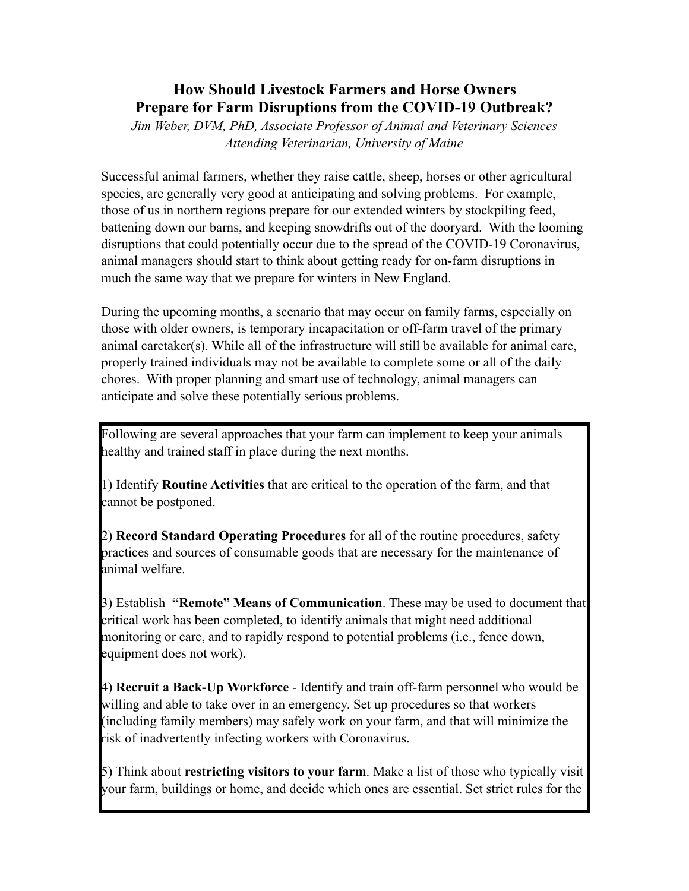# How Should Livestock Farmers and Horse Owners Prepare for Farm Disruptions from the COVID-19 Outbreak?

*Jim Weber, DVM, PhD, Associate Professor of Animal and Veterinary Sciences*
*Attending Veterinarian, University of Maine*

Successful animal farmers, whether they raise cattle, sheep, horses or other agricultural species, are generally very good at anticipating and solving problems. For example, those of us in northern regions prepare for our extended winters by stockpiling feed, battening down our barns, and keeping snowdrifts out of the dooryard. With the looming disruptions that could potentially occur due to the spread of the COVID-19 Coronavirus, animal managers should start to think about getting ready for on-farm disruptions in much the same way that we prepare for winters in New England.

During the upcoming months, a scenario that may occur on family farms, especially on those with older owners, is temporary incapacitation or off-farm travel of the primary animal caretaker(s). While all of the infrastructure will still be available for animal care, properly trained individuals may not be available to complete some or all of the daily chores. With proper planning and smart use of technology, animal managers can anticipate and solve these potentially serious problems.

Following are several approaches that your farm can implement to keep your animals healthy and trained staff in place during the next months.

1) Identify **Routine Activities** that are critical to the operation of the farm, and that cannot be postponed.

2) **Record Standard Operating Procedures** for all of the routine procedures, safety practices and sources of consumable goods that are necessary for the maintenance of animal welfare.

3) Establish **"Remote" Means of Communication**. These may be used to document that critical work has been completed, to identify animals that might need additional monitoring or care, and to rapidly respond to potential problems (i.e., fence down, equipment does not work).

4) **Recruit a Back-Up Workforce** - Identify and train off-farm personnel who would be willing and able to take over in an emergency. Set up procedures so that workers (including family members) may safely work on your farm, and that will minimize the risk of inadvertently infecting workers with Coronavirus.

5) Think about **restricting visitors to your farm**. Make a list of those who typically visit your farm, buildings or home, and decide which ones are essential. Set strict rules for the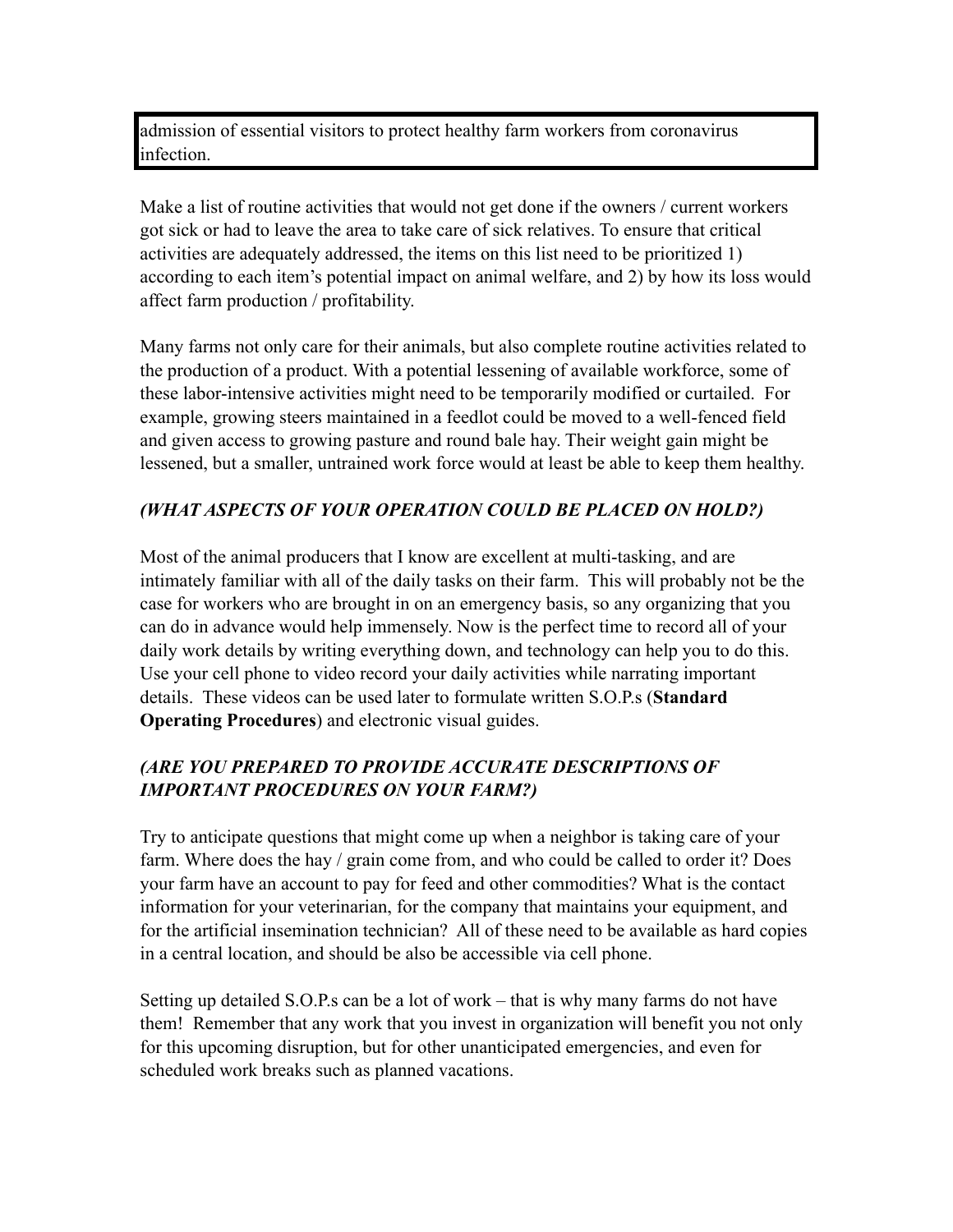admission of essential visitors to protect healthy farm workers from coronavirus infection.

Make a list of routine activities that would not get done if the owners / current workers got sick or had to leave the area to take care of sick relatives. To ensure that critical activities are adequately addressed, the items on this list need to be prioritized 1) according to each item's potential impact on animal welfare, and 2) by how its loss would affect farm production / profitability.

Many farms not only care for their animals, but also complete routine activities related to the production of a product. With a potential lessening of available workforce, some of these labor-intensive activities might need to be temporarily modified or curtailed. For example, growing steers maintained in a feedlot could be moved to a well-fenced field and given access to growing pasture and round bale hay. Their weight gain might be lessened, but a smaller, untrained work force would at least be able to keep them healthy.

***(WHAT ASPECTS OF YOUR OPERATION COULD BE PLACED ON HOLD?)***

Most of the animal producers that I know are excellent at multi-tasking, and are intimately familiar with all of the daily tasks on their farm. This will probably not be the case for workers who are brought in on an emergency basis, so any organizing that you can do in advance would help immensely. Now is the perfect time to record all of your daily work details by writing everything down, and technology can help you to do this. Use your cell phone to video record your daily activities while narrating important details. These videos can be used later to formulate written S.O.P.s (**Standard Operating Procedures**) and electronic visual guides.

***(ARE YOU PREPARED TO PROVIDE ACCURATE DESCRIPTIONS OF IMPORTANT PROCEDURES ON YOUR FARM?)***

Try to anticipate questions that might come up when a neighbor is taking care of your farm. Where does the hay / grain come from, and who could be called to order it? Does your farm have an account to pay for feed and other commodities? What is the contact information for your veterinarian, for the company that maintains your equipment, and for the artificial insemination technician? All of these need to be available as hard copies in a central location, and should be also be accessible via cell phone.

Setting up detailed S.O.P.s can be a lot of work – that is why many farms do not have them! Remember that any work that you invest in organization will benefit you not only for this upcoming disruption, but for other unanticipated emergencies, and even for scheduled work breaks such as planned vacations.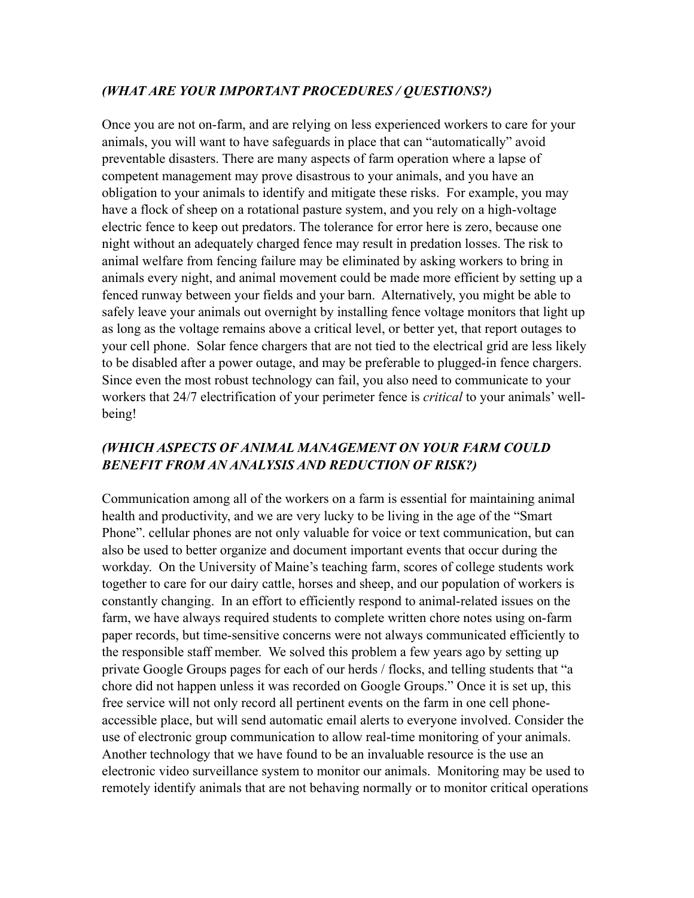### *(WHAT ARE YOUR IMPORTANT PROCEDURES / QUESTIONS?)*

Once you are not on-farm, and are relying on less experienced workers to care for your animals, you will want to have safeguards in place that can "automatically" avoid preventable disasters. There are many aspects of farm operation where a lapse of competent management may prove disastrous to your animals, and you have an obligation to your animals to identify and mitigate these risks. For example, you may have a flock of sheep on a rotational pasture system, and you rely on a high-voltage electric fence to keep out predators. The tolerance for error here is zero, because one night without an adequately charged fence may result in predation losses. The risk to animal welfare from fencing failure may be eliminated by asking workers to bring in animals every night, and animal movement could be made more efficient by setting up a fenced runway between your fields and your barn. Alternatively, you might be able to safely leave your animals out overnight by installing fence voltage monitors that light up as long as the voltage remains above a critical level, or better yet, that report outages to your cell phone. Solar fence chargers that are not tied to the electrical grid are less likely to be disabled after a power outage, and may be preferable to plugged-in fence chargers. Since even the most robust technology can fail, you also need to communicate to your workers that 24/7 electrification of your perimeter fence is *critical* to your animals' well-being!

### *(WHICH ASPECTS OF ANIMAL MANAGEMENT ON YOUR FARM COULD BENEFIT FROM AN ANALYSIS AND REDUCTION OF RISK?)*

Communication among all of the workers on a farm is essential for maintaining animal health and productivity, and we are very lucky to be living in the age of the "Smart Phone". cellular phones are not only valuable for voice or text communication, but can also be used to better organize and document important events that occur during the workday. On the University of Maine's teaching farm, scores of college students work together to care for our dairy cattle, horses and sheep, and our population of workers is constantly changing. In an effort to efficiently respond to animal-related issues on the farm, we have always required students to complete written chore notes using on-farm paper records, but time-sensitive concerns were not always communicated efficiently to the responsible staff member. We solved this problem a few years ago by setting up private Google Groups pages for each of our herds / flocks, and telling students that "a chore did not happen unless it was recorded on Google Groups." Once it is set up, this free service will not only record all pertinent events on the farm in one cell phone-accessible place, but will send automatic email alerts to everyone involved. Consider the use of electronic group communication to allow real-time monitoring of your animals. Another technology that we have found to be an invaluable resource is the use an electronic video surveillance system to monitor our animals. Monitoring may be used to remotely identify animals that are not behaving normally or to monitor critical operations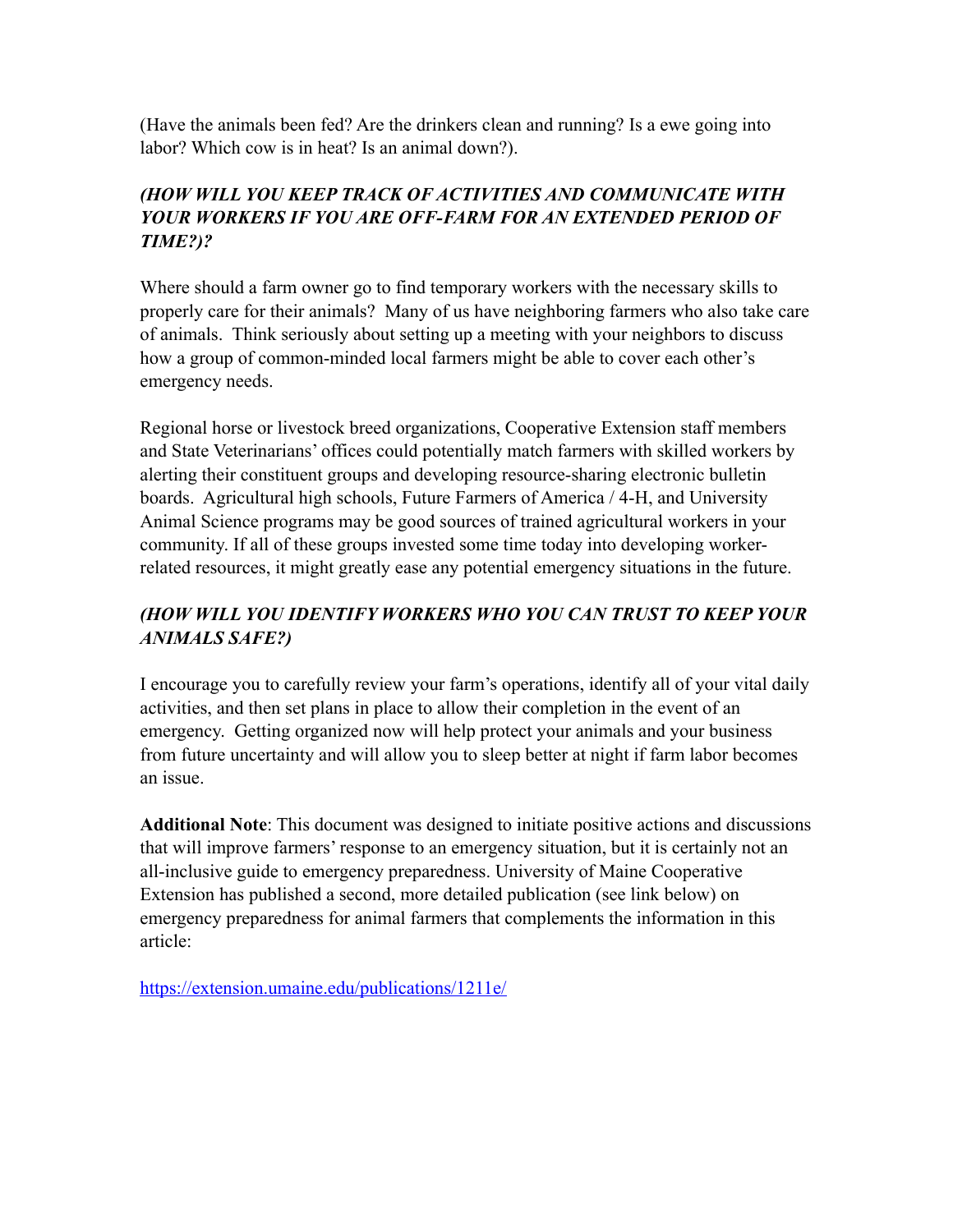(Have the animals been fed? Are the drinkers clean and running? Is a ewe going into labor? Which cow is in heat? Is an animal down?).

***(HOW WILL YOU KEEP TRACK OF ACTIVITIES AND COMMUNICATE WITH YOUR WORKERS IF YOU ARE OFF-FARM FOR AN EXTENDED PERIOD OF TIME?)?***

Where should a farm owner go to find temporary workers with the necessary skills to properly care for their animals? Many of us have neighboring farmers who also take care of animals. Think seriously about setting up a meeting with your neighbors to discuss how a group of common-minded local farmers might be able to cover each other's emergency needs.

Regional horse or livestock breed organizations, Cooperative Extension staff members and State Veterinarians' offices could potentially match farmers with skilled workers by alerting their constituent groups and developing resource-sharing electronic bulletin boards. Agricultural high schools, Future Farmers of America / 4-H, and University Animal Science programs may be good sources of trained agricultural workers in your community. If all of these groups invested some time today into developing worker-related resources, it might greatly ease any potential emergency situations in the future.

***(HOW WILL YOU IDENTIFY WORKERS WHO YOU CAN TRUST TO KEEP YOUR ANIMALS SAFE?)***

I encourage you to carefully review your farm's operations, identify all of your vital daily activities, and then set plans in place to allow their completion in the event of an emergency. Getting organized now will help protect your animals and your business from future uncertainty and will allow you to sleep better at night if farm labor becomes an issue.

**Additional Note**: This document was designed to initiate positive actions and discussions that will improve farmers' response to an emergency situation, but it is certainly not an all-inclusive guide to emergency preparedness. University of Maine Cooperative Extension has published a second, more detailed publication (see link below) on emergency preparedness for animal farmers that complements the information in this article:

https://extension.umaine.edu/publications/1211e/